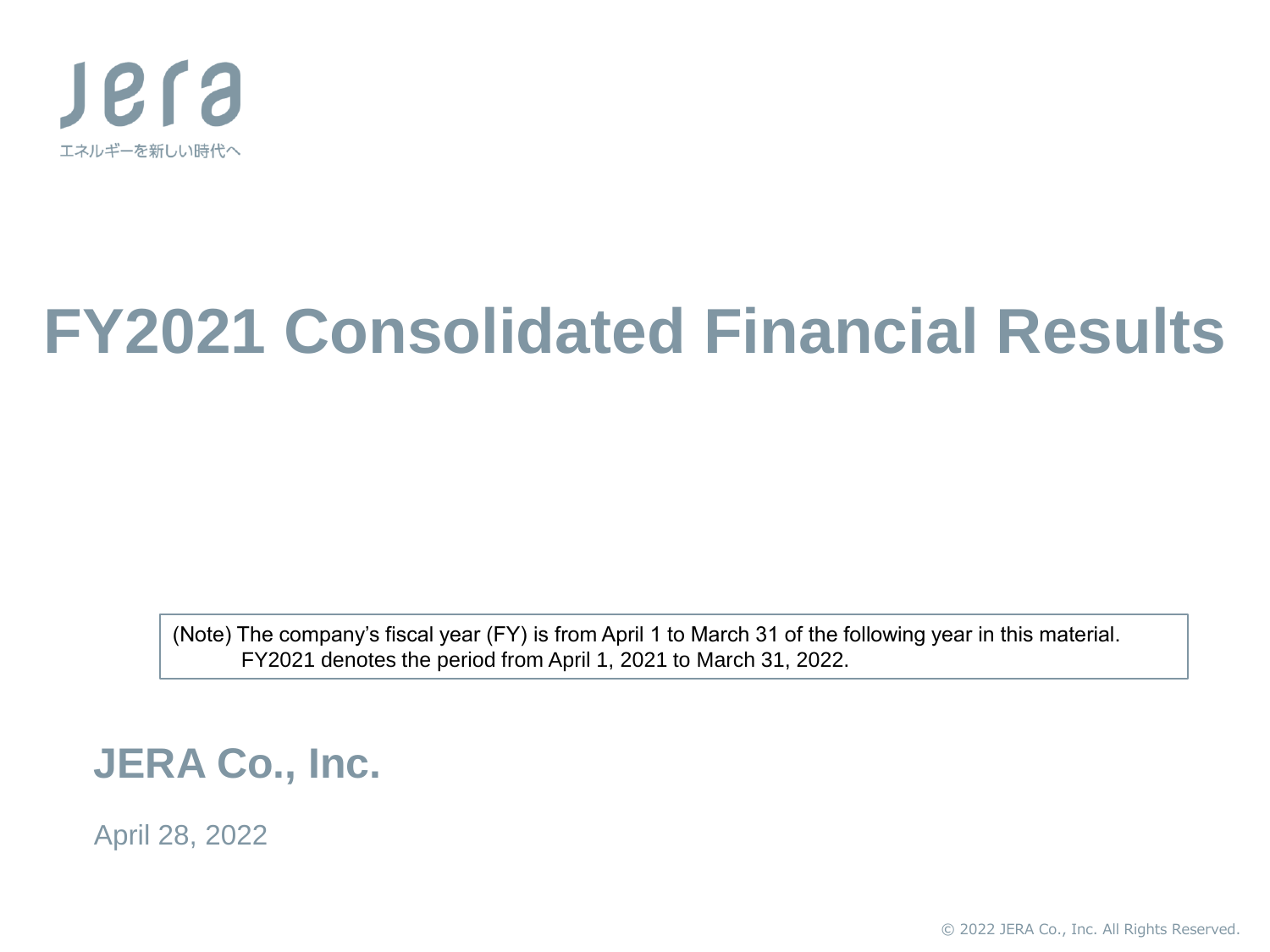jera

エネルギーを新しい時代へ

# FY2021 Consolidated Financial Results

(Note) The company's fiscal year (FY) is from April 1 to March 31 of the following year in this material.
FY2021 denotes the period from April 1, 2021 to March 31, 2022.

**JERA Co., Inc.**

April 28, 2022

© 2022 JERA Co., Inc. All Rights Reserved.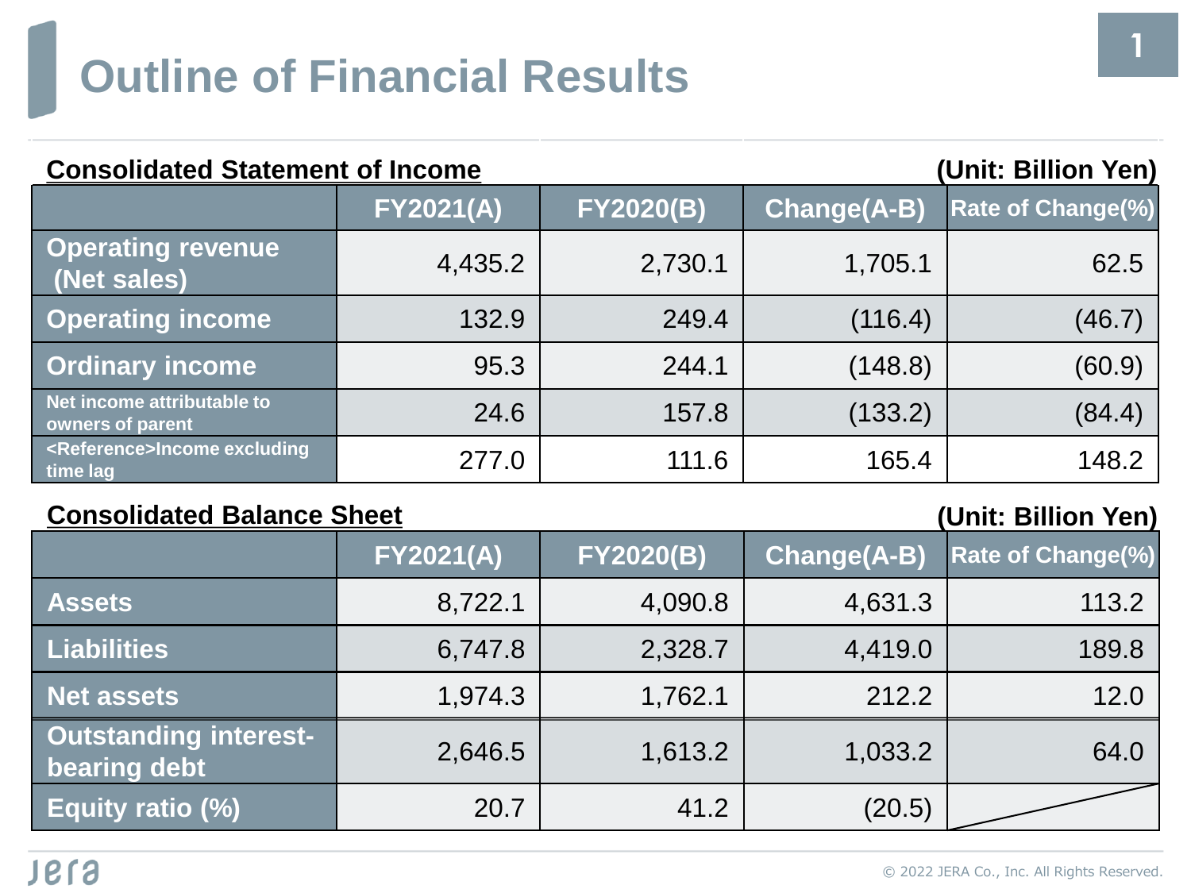# Outline of Financial Results

**Consolidated Statement of Income** (Unit: Billion Yen)

| | FY2021(A) | FY2020(B) | Change(A-B) | Rate of Change(%) |
|---|---|---|---|---|
| Operating revenue (Net sales) | 4,435.2 | 2,730.1 | 1,705.1 | 62.5 |
| Operating income | 132.9 | 249.4 | (116.4) | (46.7) |
| Ordinary income | 95.3 | 244.1 | (148.8) | (60.9) |
| Net income attributable to owners of parent | 24.6 | 157.8 | (133.2) | (84.4) |
| <Reference>Income excluding time lag | 277.0 | 111.6 | 165.4 | 148.2 |

**Consolidated Balance Sheet** (Unit: Billion Yen)

| | FY2021(A) | FY2020(B) | Change(A-B) | Rate of Change(%) |
|---|---|---|---|---|
| Assets | 8,722.1 | 4,090.8 | 4,631.3 | 113.2 |
| Liabilities | 6,747.8 | 2,328.7 | 4,419.0 | 189.8 |
| Net assets | 1,974.3 | 1,762.1 | 212.2 | 12.0 |
| Outstanding interest-bearing debt | 2,646.5 | 1,613.2 | 1,033.2 | 64.0 |
| Equity ratio (%) | 20.7 | 41.2 | (20.5) | |

© 2022 JERA Co., Inc. All Rights Reserved.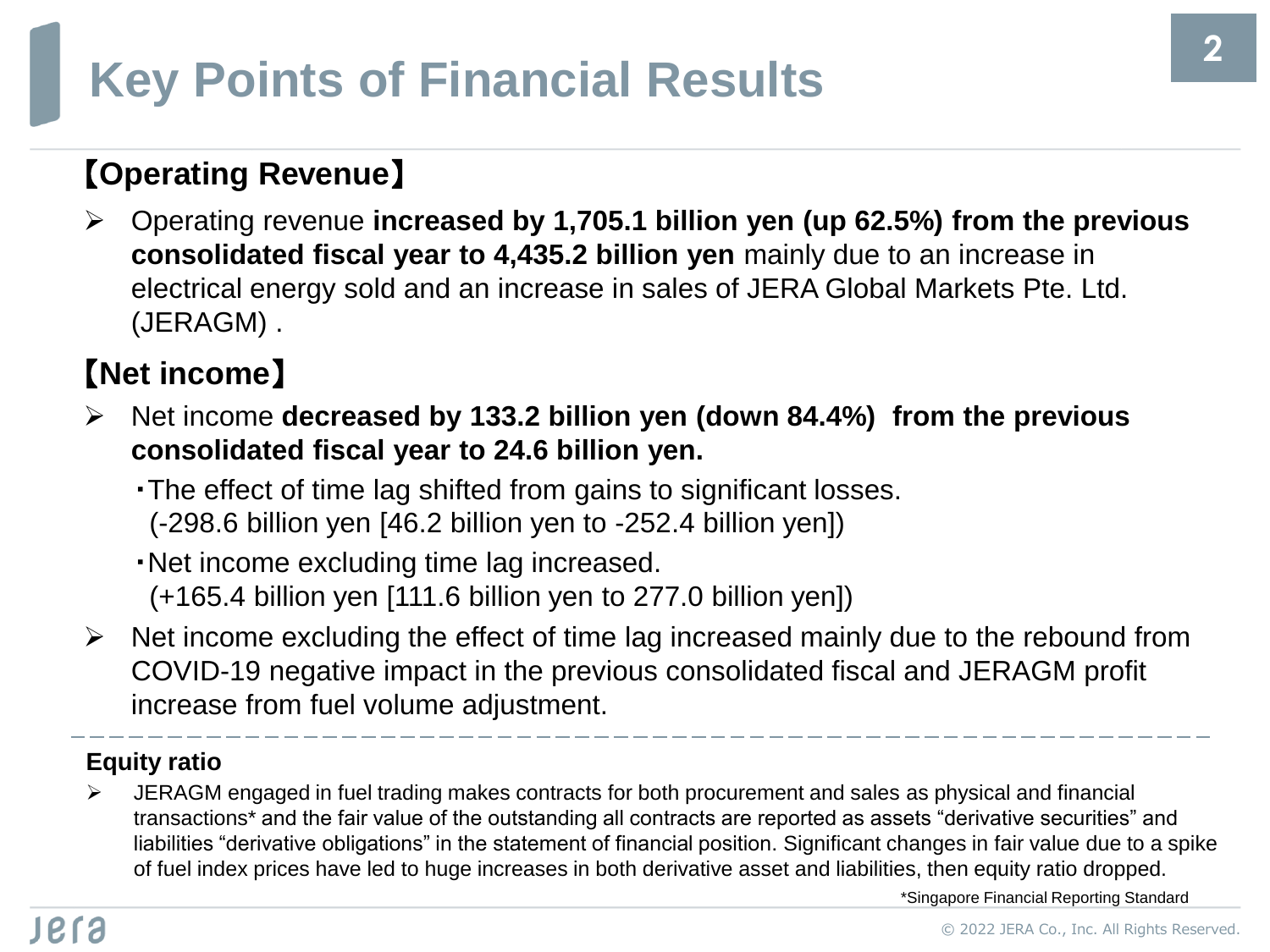# Key Points of Financial Results

## 【Operating Revenue】

- Operating revenue **increased by 1,705.1 billion yen (up 62.5%) from the previous consolidated fiscal year to 4,435.2 billion yen** mainly due to an increase in electrical energy sold and an increase in sales of JERA Global Markets Pte. Ltd. (JERAGM) .

## 【Net income】

- Net income **decreased by 133.2 billion yen (down 84.4%) from the previous consolidated fiscal year to 24.6 billion yen.**
  - ･The effect of time lag shifted from gains to significant losses. (-298.6 billion yen [46.2 billion yen to -252.4 billion yen])
  - ･Net income excluding time lag increased. (+165.4 billion yen [111.6 billion yen to 277.0 billion yen])
- Net income excluding the effect of time lag increased mainly due to the rebound from COVID-19 negative impact in the previous consolidated fiscal and JERAGM profit increase from fuel volume adjustment.

---

**Equity ratio**

- JERAGM engaged in fuel trading makes contracts for both procurement and sales as physical and financial transactions* and the fair value of the outstanding all contracts are reported as assets “derivative securities” and liabilities “derivative obligations” in the statement of financial position. Significant changes in fair value due to a spike of fuel index prices have led to huge increases in both derivative asset and liabilities, then equity ratio dropped.

*Singapore Financial Reporting Standard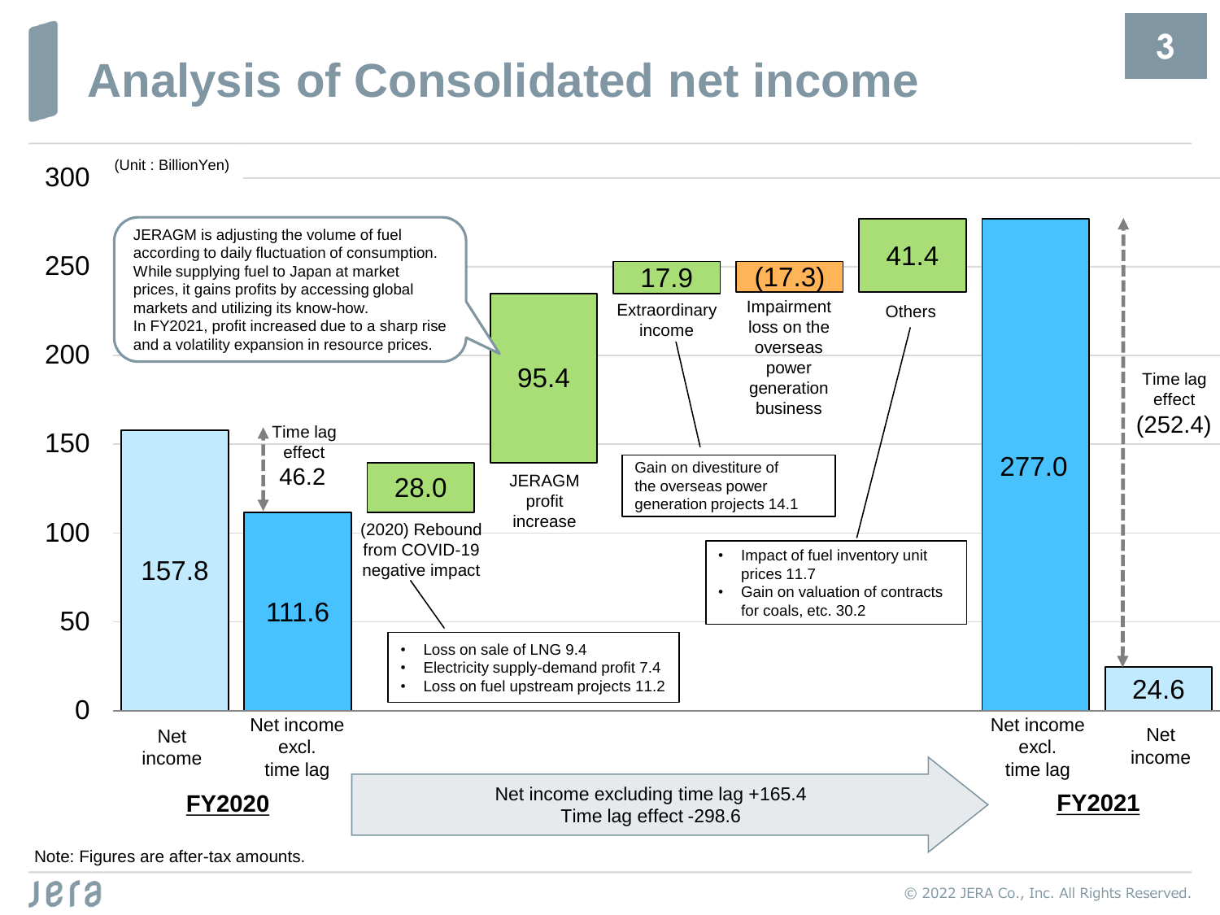# Analysis of Consolidated net income

(Unit : BillionYen)

JERAGM is adjusting the volume of fuel according to daily fluctuation of consumption. While supplying fuel to Japan at market prices, it gains profits by accessing global markets and utilizing its know-how. In FY2021, profit increased due to a sharp rise and a volatility expansion in resource prices.

| | Item | Amount |
|---|---|---|
| FY2020 | Net income | 157.8 |
| | Time lag effect | 46.2 |
| | Net income excl. time lag | 111.6 |
| | (2020) Rebound from COVID-19 negative impact | 28.0 |
| | JERAGM profit increase | 95.4 |
| | Extraordinary income | 17.9 |
| | Impairment loss on the overseas power generation business | (17.3) |
| | Others | 41.4 |
| FY2021 | Net income excl. time lag | 277.0 |
| | Time lag effect | (252.4) |
| | Net income | 24.6 |

(2020) Rebound from COVID-19 negative impact:
- Loss on sale of LNG 9.4
- Electricity supply-demand profit 7.4
- Loss on fuel upstream projects 11.2

Extraordinary income:
- Gain on divestiture of the overseas power generation projects 14.1

Others:
- Impact of fuel inventory unit prices 11.7
- Gain on valuation of contracts for coals, etc. 30.2

Net income excluding time lag +165.4
Time lag effect -298.6

Note: Figures are after-tax amounts.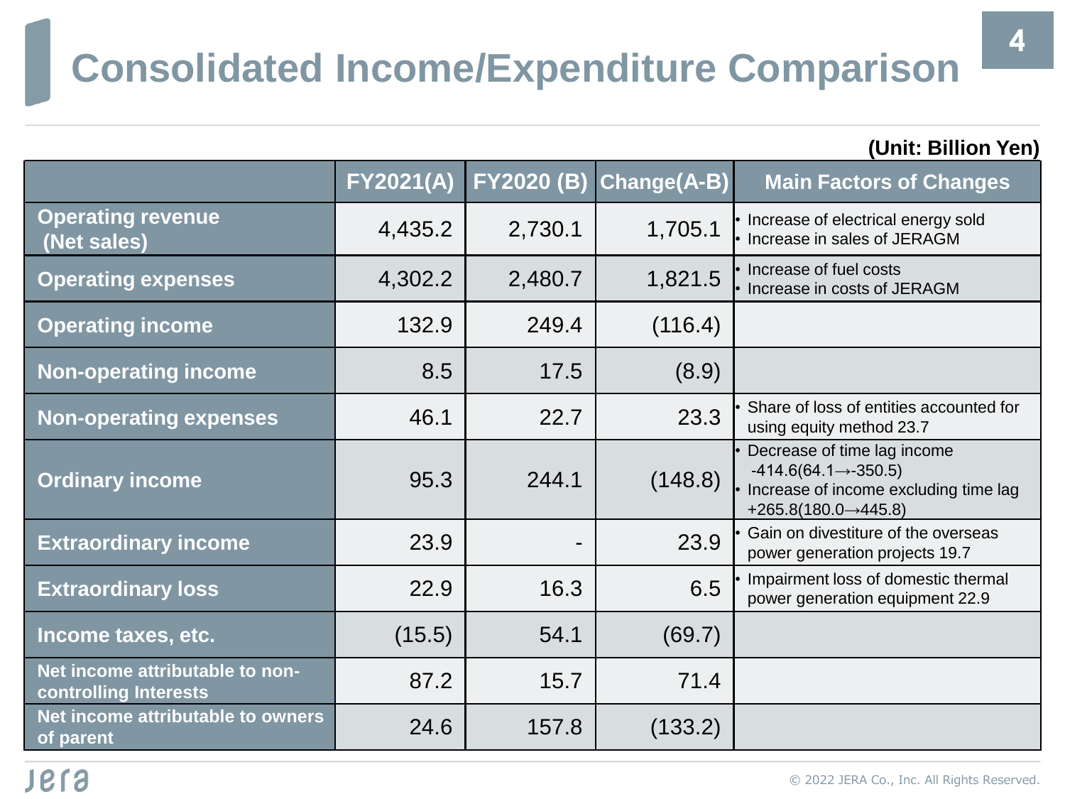# Consolidated Income/Expenditure Comparison

(Unit: Billion Yen)

| | FY2021(A) | FY2020 (B) | Change(A-B) | Main Factors of Changes |
|---|---|---|---|---|
| Operating revenue (Net sales) | 4,435.2 | 2,730.1 | 1,705.1 | • Increase of electrical energy sold<br>• Increase in sales of JERAGM |
| Operating expenses | 4,302.2 | 2,480.7 | 1,821.5 | • Increase of fuel costs<br>• Increase in costs of JERAGM |
| Operating income | 132.9 | 249.4 | (116.4) | |
| Non-operating income | 8.5 | 17.5 | (8.9) | |
| Non-operating expenses | 46.1 | 22.7 | 23.3 | • Share of loss of entities accounted for using equity method 23.7 |
| Ordinary income | 95.3 | 244.1 | (148.8) | • Decrease of time lag income -414.6(64.1→-350.5)<br>• Increase of income excluding time lag +265.8(180.0→445.8) |
| Extraordinary income | 23.9 | - | 23.9 | • Gain on divestiture of the overseas power generation projects 19.7 |
| Extraordinary loss | 22.9 | 16.3 | 6.5 | • Impairment loss of domestic thermal power generation equipment 22.9 |
| Income taxes, etc. | (15.5) | 54.1 | (69.7) | |
| Net income attributable to non-controlling Interests | 87.2 | 15.7 | 71.4 | |
| Net income attributable to owners of parent | 24.6 | 157.8 | (133.2) | |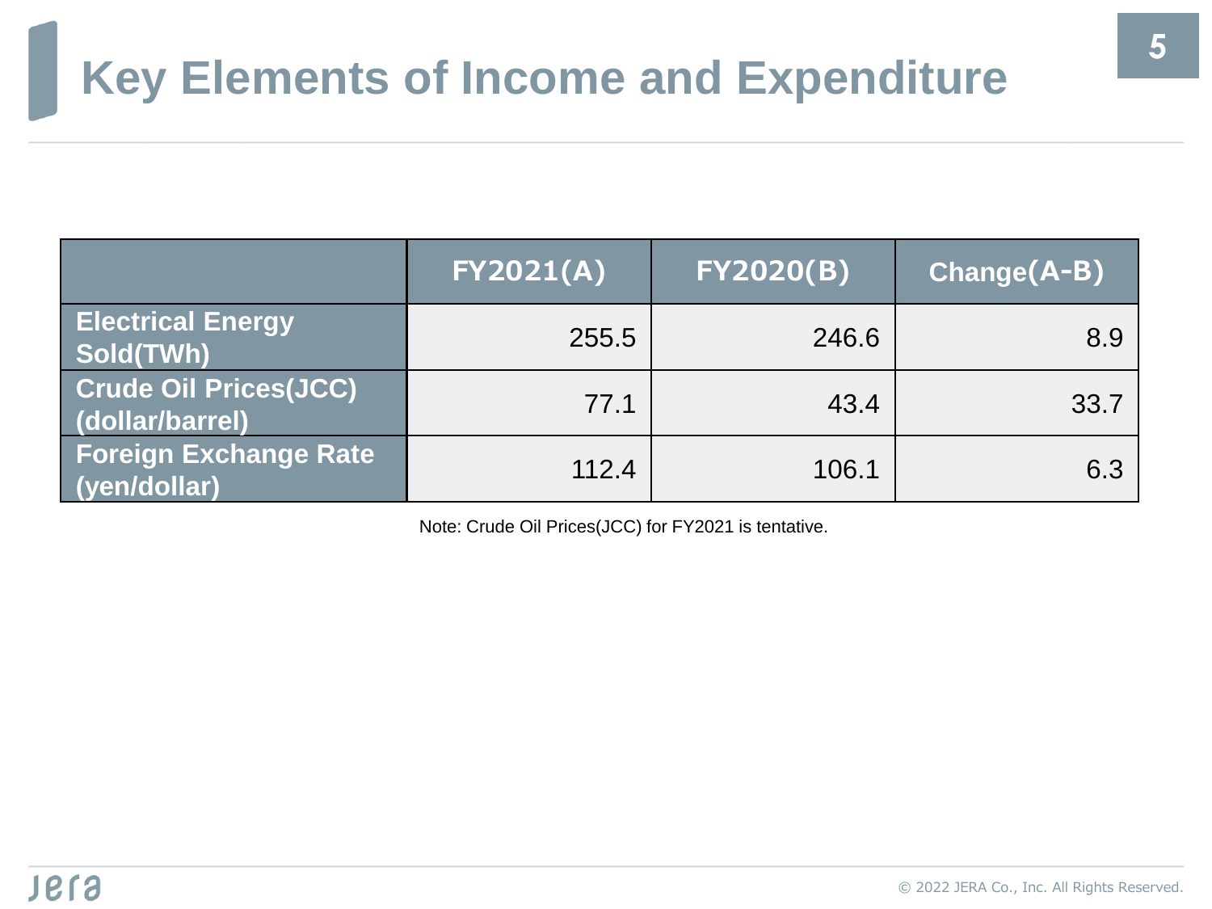# Key Elements of Income and Expenditure

| | FY2021(A) | FY2020(B) | Change(A-B) |
|---|---|---|---|
| Electrical Energy Sold(TWh) | 255.5 | 246.6 | 8.9 |
| Crude Oil Prices(JCC) (dollar/barrel) | 77.1 | 43.4 | 33.7 |
| Foreign Exchange Rate (yen/dollar) | 112.4 | 106.1 | 6.3 |

Note: Crude Oil Prices(JCC) for FY2021 is tentative.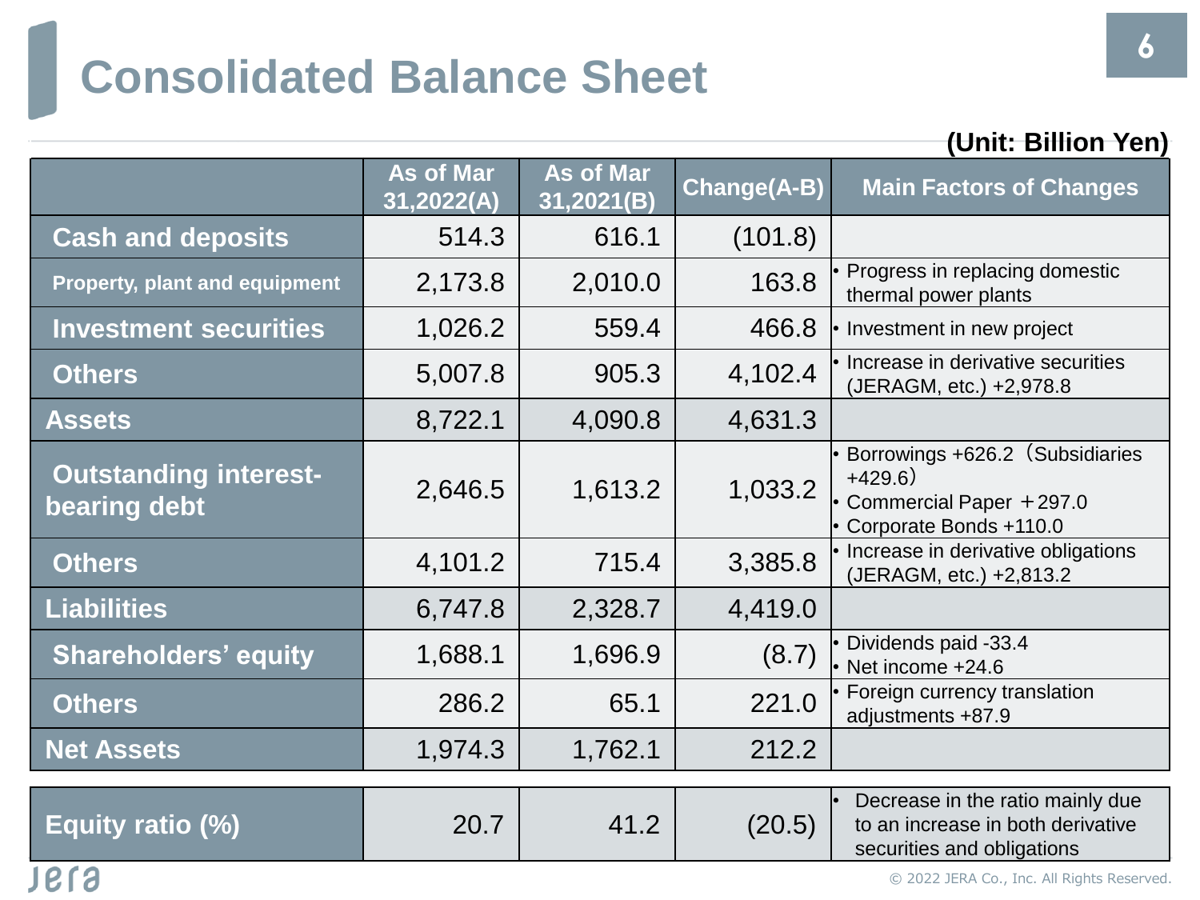# Consolidated Balance Sheet

(Unit: Billion Yen)

| | As of Mar 31,2022(A) | As of Mar 31,2021(B) | Change(A-B) | Main Factors of Changes |
|---|---|---|---|---|
| Cash and deposits | 514.3 | 616.1 | (101.8) | |
| Property, plant and equipment | 2,173.8 | 2,010.0 | 163.8 | • Progress in replacing domestic thermal power plants |
| Investment securities | 1,026.2 | 559.4 | 466.8 | • Investment in new project |
| Others | 5,007.8 | 905.3 | 4,102.4 | • Increase in derivative securities (JERAGM, etc.) +2,978.8 |
| Assets | 8,722.1 | 4,090.8 | 4,631.3 | |
| Outstanding interest-bearing debt | 2,646.5 | 1,613.2 | 1,033.2 | • Borrowings +626.2（Subsidiaries +429.6）<br>• Commercial Paper ＋297.0<br>• Corporate Bonds +110.0 |
| Others | 4,101.2 | 715.4 | 3,385.8 | • Increase in derivative obligations (JERAGM, etc.) +2,813.2 |
| Liabilities | 6,747.8 | 2,328.7 | 4,419.0 | |
| Shareholders' equity | 1,688.1 | 1,696.9 | (8.7) | • Dividends paid -33.4<br>• Net income +24.6 |
| Others | 286.2 | 65.1 | 221.0 | • Foreign currency translation adjustments +87.9 |
| Net Assets | 1,974.3 | 1,762.1 | 212.2 | |
| Equity ratio (%) | 20.7 | 41.2 | (20.5) | • Decrease in the ratio mainly due to an increase in both derivative securities and obligations |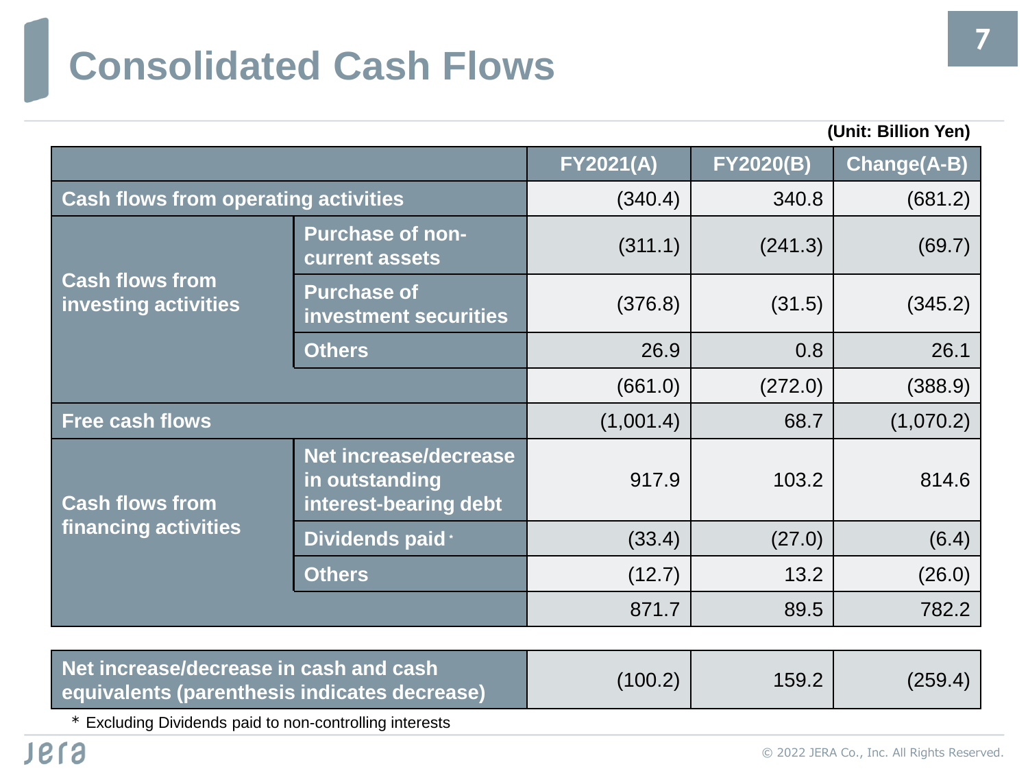# Consolidated Cash Flows

(Unit: Billion Yen)

| | | FY2021(A) | FY2020(B) | Change(A-B) |
|---|---|---|---|---|
| Cash flows from operating activities | | (340.4) | 340.8 | (681.2) |
| Cash flows from investing activities | Purchase of non-current assets | (311.1) | (241.3) | (69.7) |
| | Purchase of investment securities | (376.8) | (31.5) | (345.2) |
| | Others | 26.9 | 0.8 | 26.1 |
| | | (661.0) | (272.0) | (388.9) |
| Free cash flows | | (1,001.4) | 68.7 | (1,070.2) |
| Cash flows from financing activities | Net increase/decrease in outstanding interest-bearing debt | 917.9 | 103.2 | 814.6 |
| | Dividends paid * | (33.4) | (27.0) | (6.4) |
| | Others | (12.7) | 13.2 | (26.0) |
| | | 871.7 | 89.5 | 782.2 |

| | FY2021(A) | FY2020(B) | Change(A-B) |
|---|---|---|---|
| Net increase/decrease in cash and cash equivalents (parenthesis indicates decrease) | (100.2) | 159.2 | (259.4) |

* Excluding Dividends paid to non-controlling interests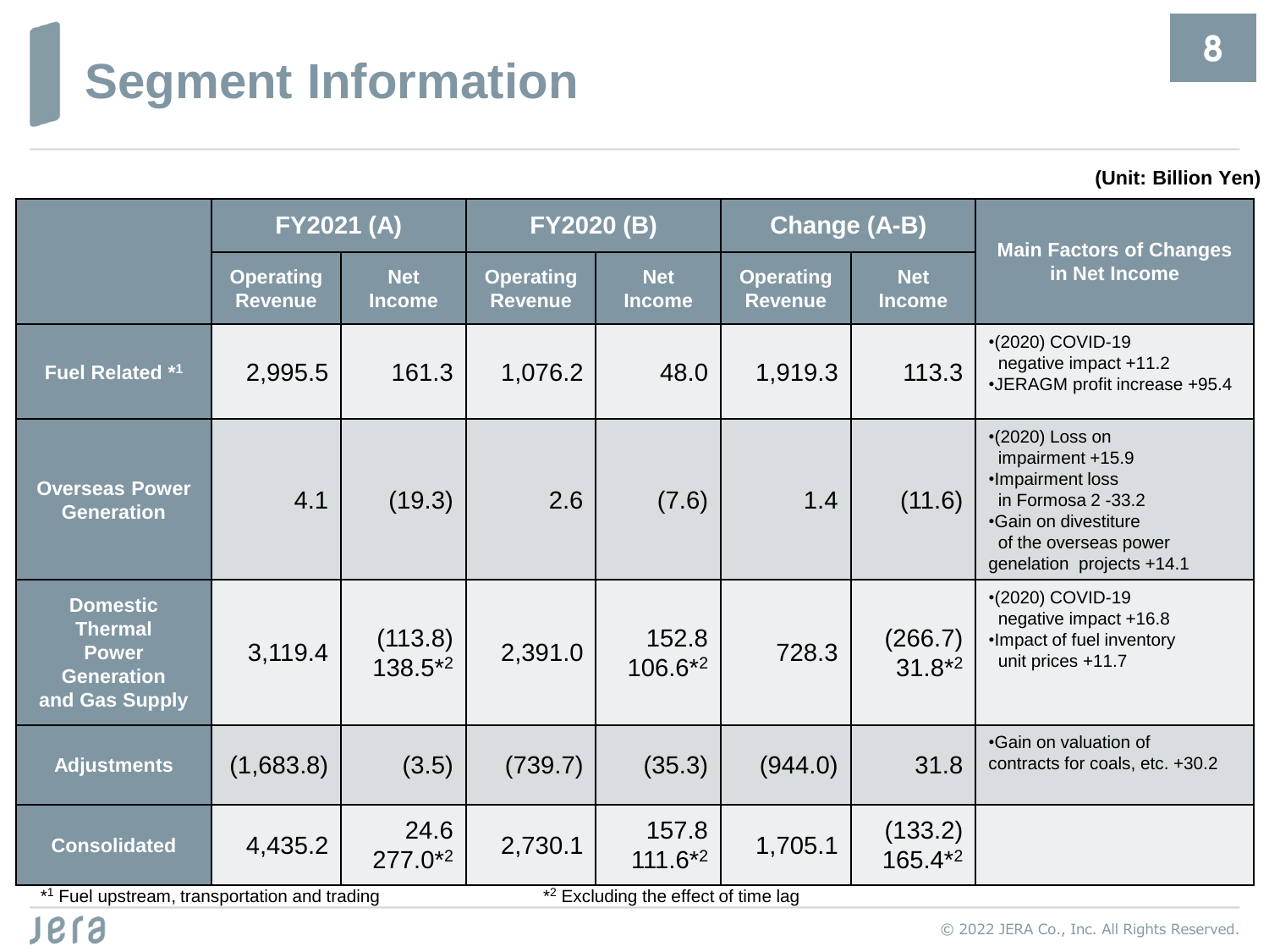# Segment Information

(Unit: Billion Yen)

| | FY2021 (A) | | FY2020 (B) | | Change (A-B) | | Main Factors of Changes in Net Income |
|---|---|---|---|---|---|---|---|
| | Operating Revenue | Net Income | Operating Revenue | Net Income | Operating Revenue | Net Income | |
| Fuel Related *1 | 2,995.5 | 161.3 | 1,076.2 | 48.0 | 1,919.3 | 113.3 | •(2020) COVID-19 negative impact +11.2<br>•JERAGM profit increase +95.4 |
| Overseas Power Generation | 4.1 | (19.3) | 2.6 | (7.6) | 1.4 | (11.6) | •(2020) Loss on impairment +15.9<br>•Impairment loss in Formosa 2 -33.2<br>•Gain on divestiture of the overseas power genelation projects +14.1 |
| Domestic Thermal Power Generation and Gas Supply | 3,119.4 | (113.8)<br>138.5*2 | 2,391.0 | 152.8<br>106.6*2 | 728.3 | (266.7)<br>31.8*2 | •(2020) COVID-19 negative impact +16.8<br>•Impact of fuel inventory unit prices +11.7 |
| Adjustments | (1,683.8) | (3.5) | (739.7) | (35.3) | (944.0) | 31.8 | •Gain on valuation of contracts for coals, etc. +30.2 |
| Consolidated | 4,435.2 | 24.6<br>277.0*2 | 2,730.1 | 157.8<br>111.6*2 | 1,705.1 | (133.2)<br>165.4*2 | |

*1 Fuel upstream, transportation and trading

*2 Excluding the effect of time lag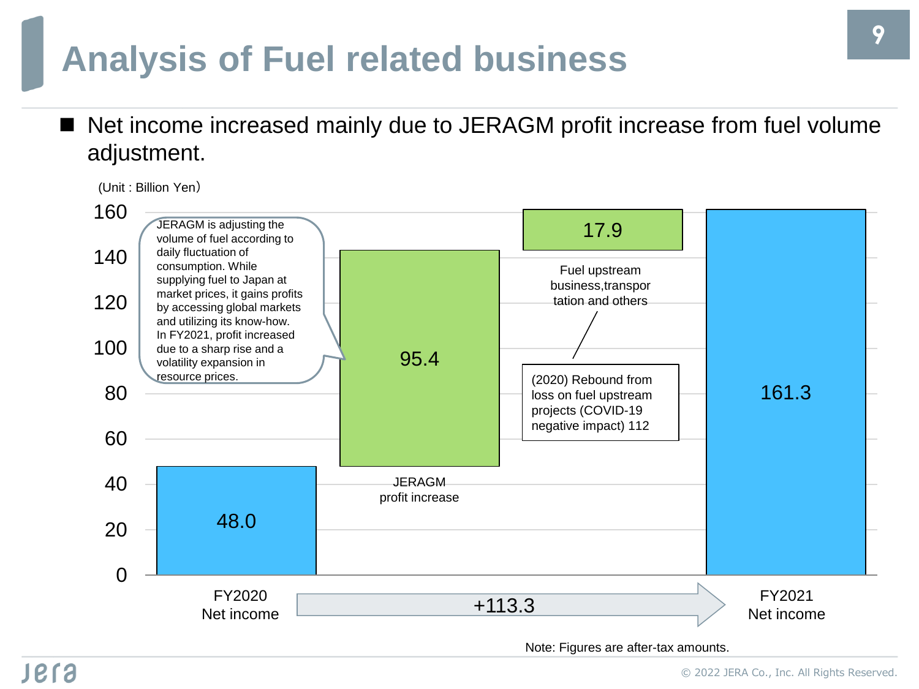# Analysis of Fuel related business

- Net income increased mainly due to JERAGM profit increase from fuel volume adjustment.

(Unit : Billion Yen)

| | FY2020 Net income | JERAGM profit increase | Fuel upstream business,transportation and others | FY2021 Net income |
|---|---|---|---|---|
| Value | 48.0 | 95.4 | 17.9 | 161.3 |

+113.3

JERAGM is adjusting the volume of fuel according to daily fluctuation of consumption. While supplying fuel to Japan at market prices, it gains profits by accessing global markets and utilizing its know-how. In FY2021, profit increased due to a sharp rise and a volatility expansion in resource prices.

(2020) Rebound from loss on fuel upstream projects (COVID-19 negative impact) 112

Note: Figures are after-tax amounts.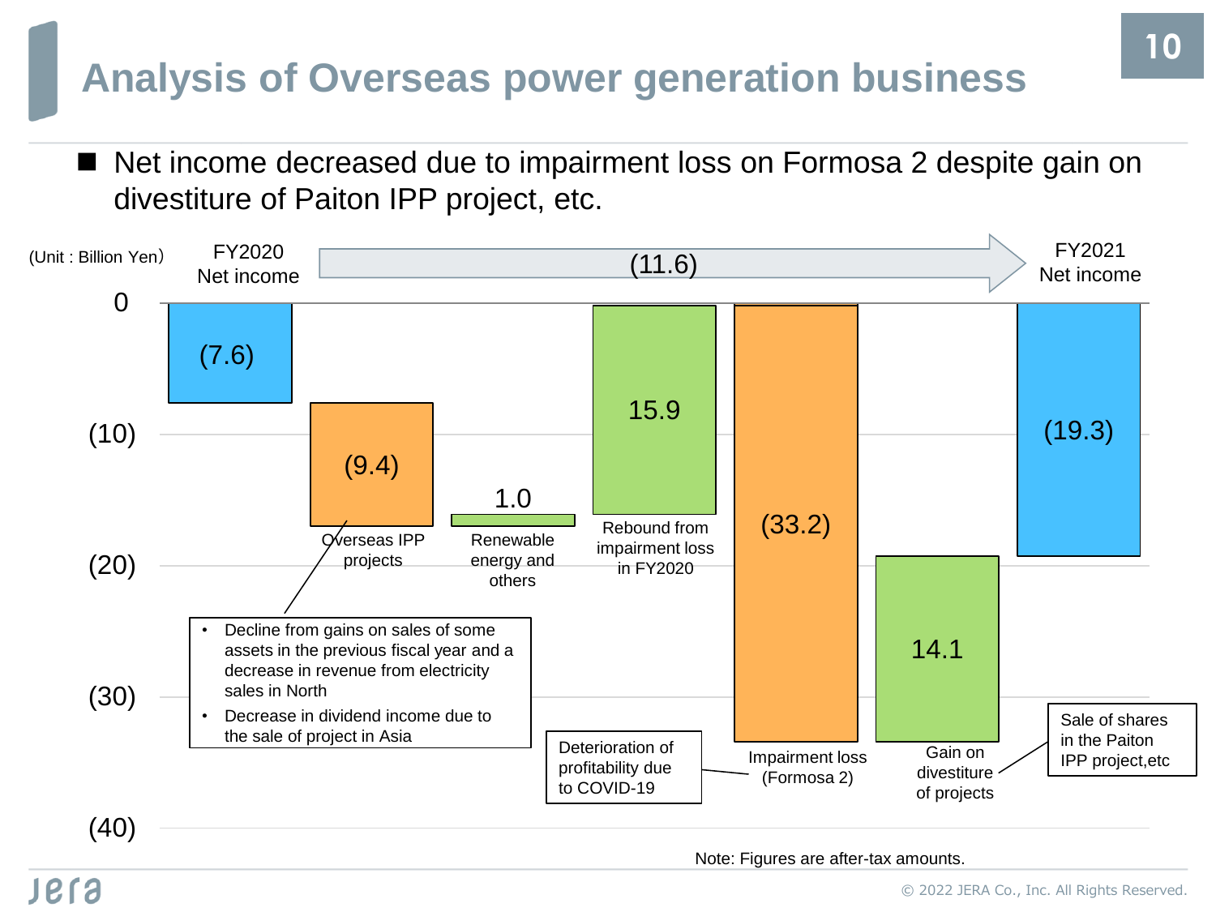# Analysis of Overseas power generation business

- Net income decreased due to impairment loss on Formosa 2 despite gain on divestiture of Paiton IPP project, etc.

(Unit : Billion Yen)

| Item | Amount |
| --- | --- |
| FY2020 Net income | (7.6) |
| Overseas IPP projects | (9.4) |
| Renewable energy and others | 1.0 |
| Rebound from impairment loss in FY2020 | 15.9 |
| Impairment loss (Formosa 2) | (33.2) |
| Gain on divestiture of projects | 14.1 |
| FY2021 Net income | (19.3) |
| Change (FY2020 → FY2021) | (11.6) |

Overseas IPP projects:
- Decline from gains on sales of some assets in the previous fiscal year and a decrease in revenue from electricity sales in North
- Decrease in dividend income due to the sale of project in Asia

Impairment loss (Formosa 2): Deterioration of profitability due to COVID-19

Gain on divestiture of projects: Sale of shares in the Paiton IPP project,etc

Note: Figures are after-tax amounts.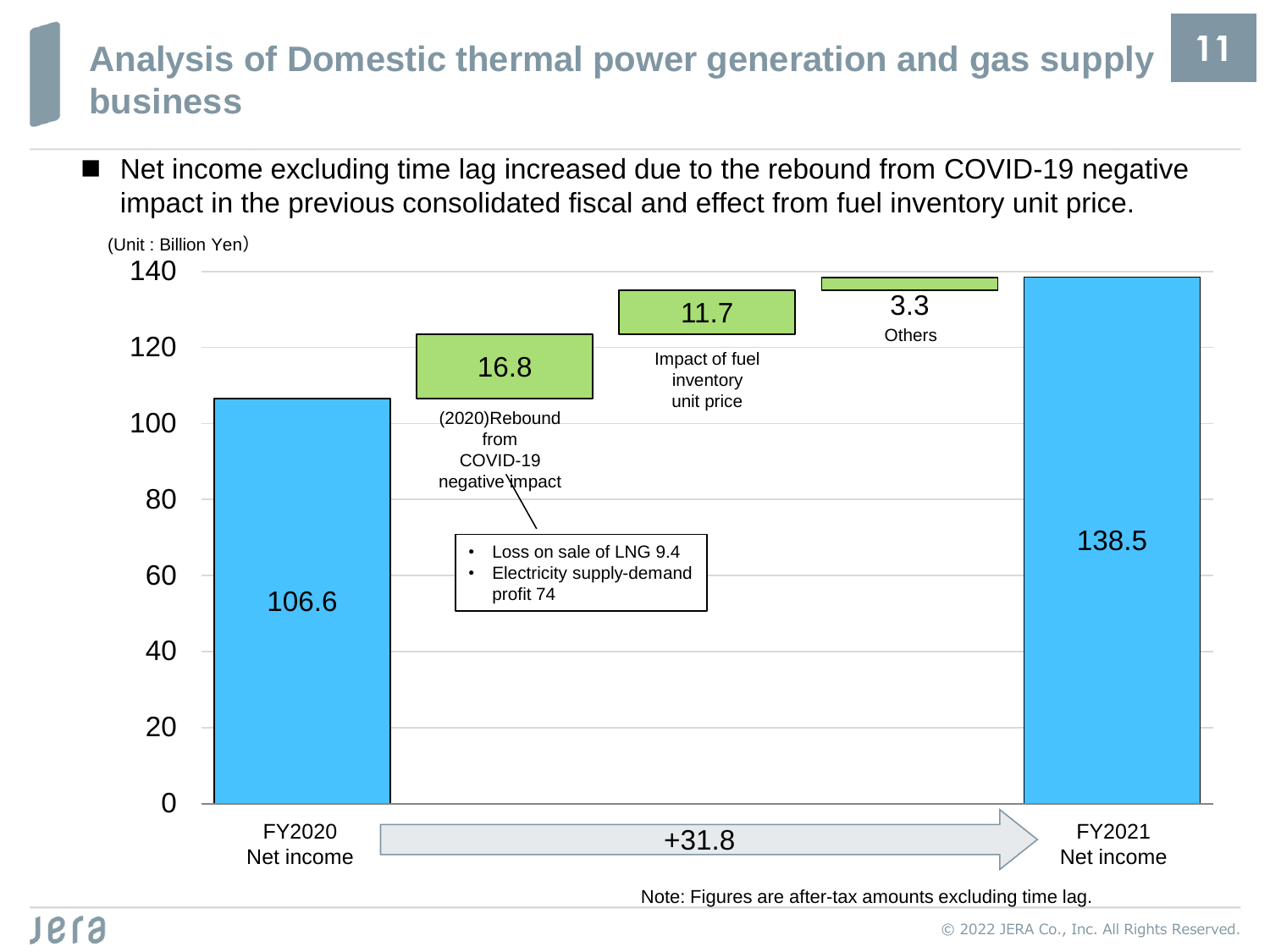# Analysis of Domestic thermal power generation and gas supply business

- Net income excluding time lag increased due to the rebound from COVID-19 negative impact in the previous consolidated fiscal and effect from fuel inventory unit price.

(Unit : Billion Yen)

| Item | Amount |
|---|---|
| FY2020 Net income | 106.6 |
| (2020)Rebound from COVID-19 negative impact | 16.8 |
| Impact of fuel inventory unit price | 11.7 |
| Others | 3.3 |
| FY2021 Net income | 138.5 |

(2020)Rebound from COVID-19 negative impact:
- Loss on sale of LNG 9.4
- Electricity supply-demand profit 74

+31.8

Note: Figures are after-tax amounts excluding time lag.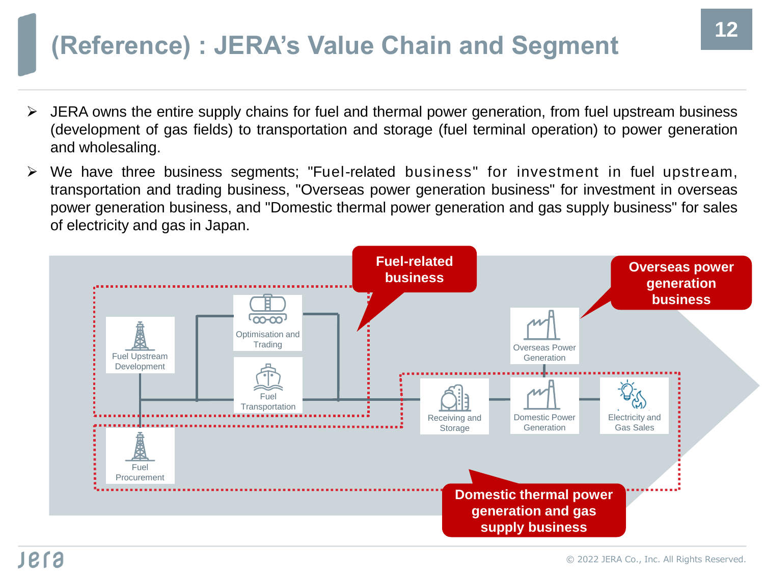# (Reference) : JERA's Value Chain and Segment

- JERA owns the entire supply chains for fuel and thermal power generation, from fuel upstream business (development of gas fields) to transportation and storage (fuel terminal operation) to power generation and wholesaling.
- We have three business segments; "Fuel-related business" for investment in fuel upstream, transportation and trading business, "Overseas power generation business" for investment in overseas power generation business, and "Domestic thermal power generation and gas supply business" for sales of electricity and gas in Japan.

**Fuel-related business**: Fuel Upstream Development, Optimisation and Trading, Fuel Transportation

**Overseas power generation business**: Overseas Power Generation

**Domestic thermal power generation and gas supply business**: Fuel Procurement, Receiving and Storage, Domestic Power Generation, Electricity and Gas Sales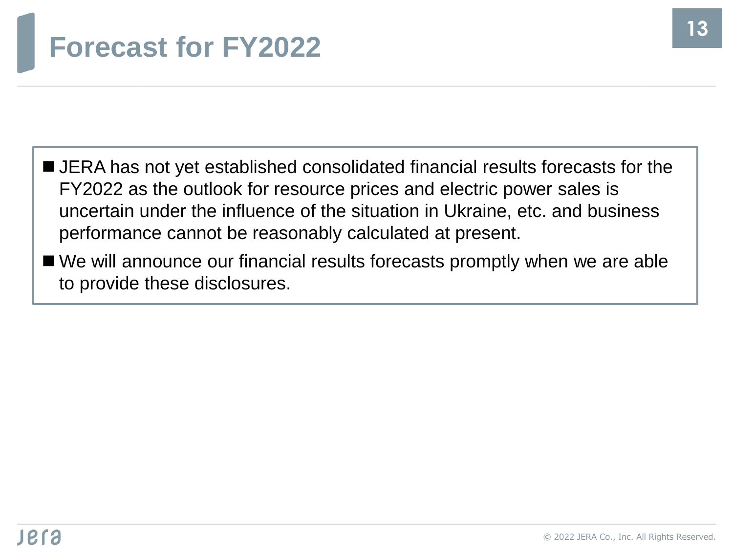# Forecast for FY2022

- JERA has not yet established consolidated financial results forecasts for the FY2022 as the outlook for resource prices and electric power sales is uncertain under the influence of the situation in Ukraine, etc. and business performance cannot be reasonably calculated at present.
- We will announce our financial results forecasts promptly when we are able to provide these disclosures.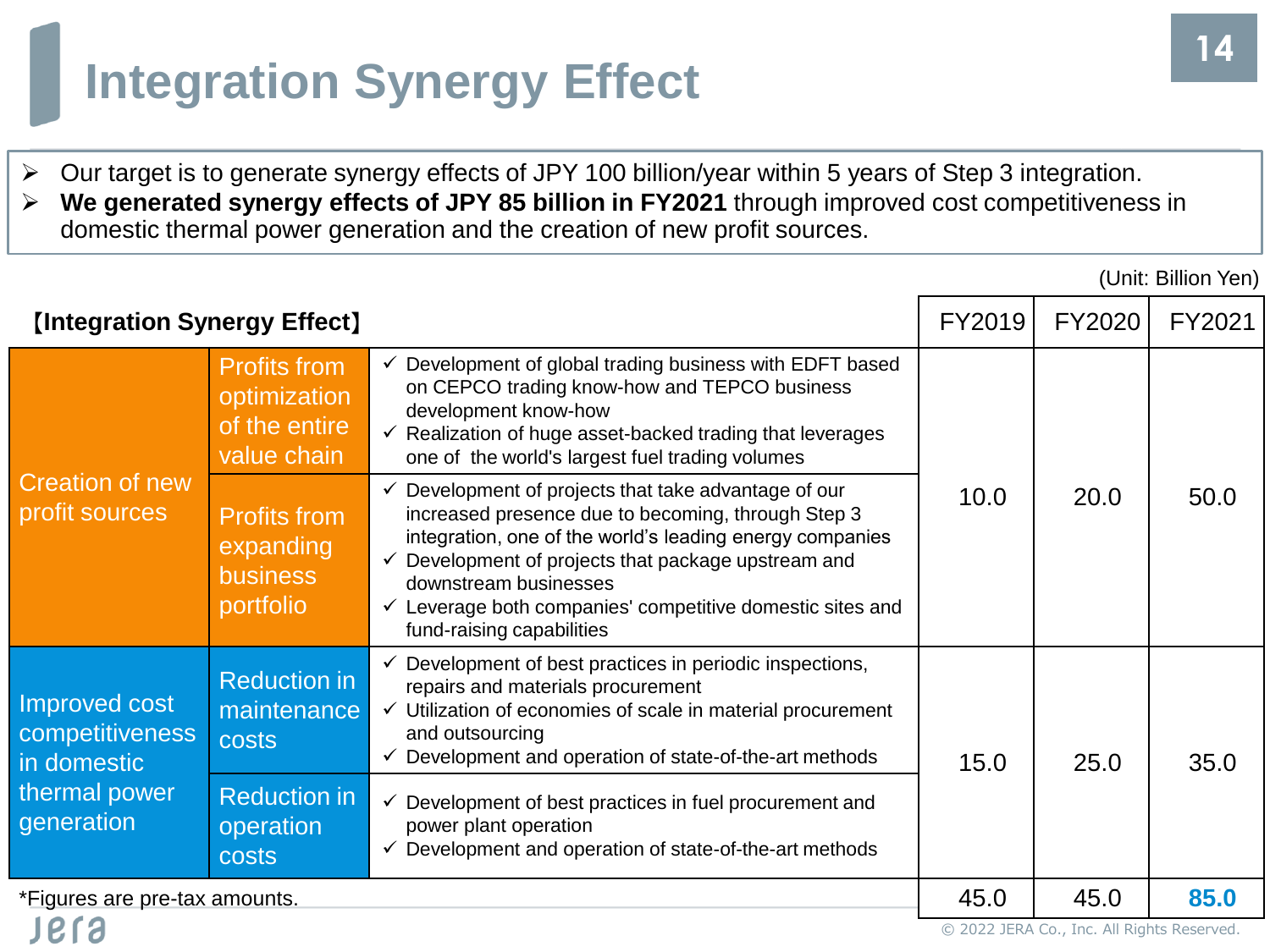# Integration Synergy Effect

- Our target is to generate synergy effects of JPY 100 billion/year within 5 years of Step 3 integration.
- **We generated synergy effects of JPY 85 billion in FY2021** through improved cost competitiveness in domestic thermal power generation and the creation of new profit sources.

(Unit: Billion Yen)

| 【Integration Synergy Effect】 | | | FY2019 | FY2020 | FY2021 |
|---|---|---|---|---|---|
| Creation of new profit sources | Profits from optimization of the entire value chain | ✓ Development of global trading business with EDFT based on CEPCO trading know-how and TEPCO business development know-how<br>✓ Realization of huge asset-backed trading that leverages one of the world's largest fuel trading volumes | 10.0 | 20.0 | 50.0 |
| | Profits from expanding business portfolio | ✓ Development of projects that take advantage of our increased presence due to becoming, through Step 3 integration, one of the world's leading energy companies<br>✓ Development of projects that package upstream and downstream businesses<br>✓ Leverage both companies' competitive domestic sites and fund-raising capabilities | | | |
| Improved cost competitiveness in domestic thermal power generation | Reduction in maintenance costs | ✓ Development of best practices in periodic inspections, repairs and materials procurement<br>✓ Utilization of economies of scale in material procurement and outsourcing<br>✓ Development and operation of state-of-the-art methods | 15.0 | 25.0 | 35.0 |
| | Reduction in operation costs | ✓ Development of best practices in fuel procurement and power plant operation<br>✓ Development and operation of state-of-the-art methods | | | |
| | | | 45.0 | 45.0 | **85.0** |

*Figures are pre-tax amounts.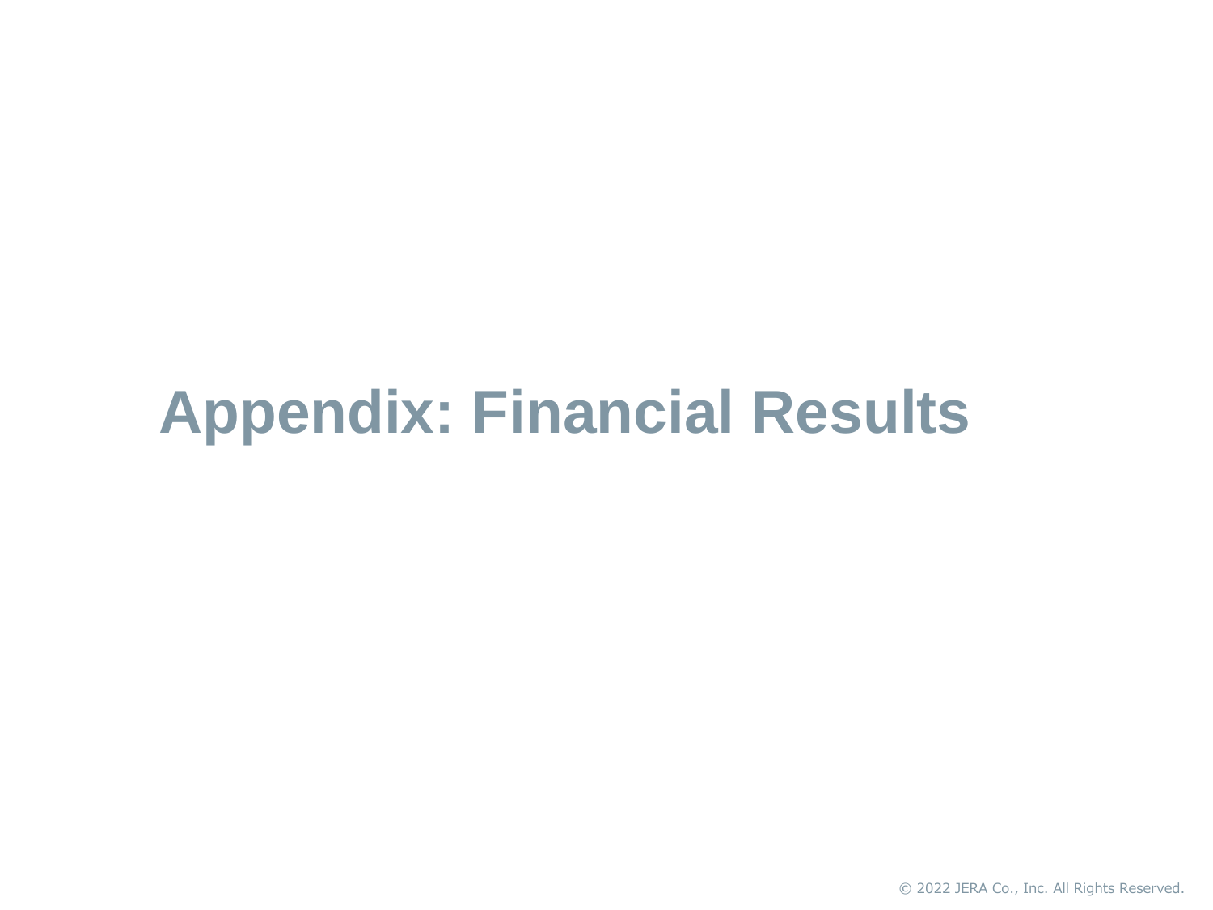# Appendix: Financial Results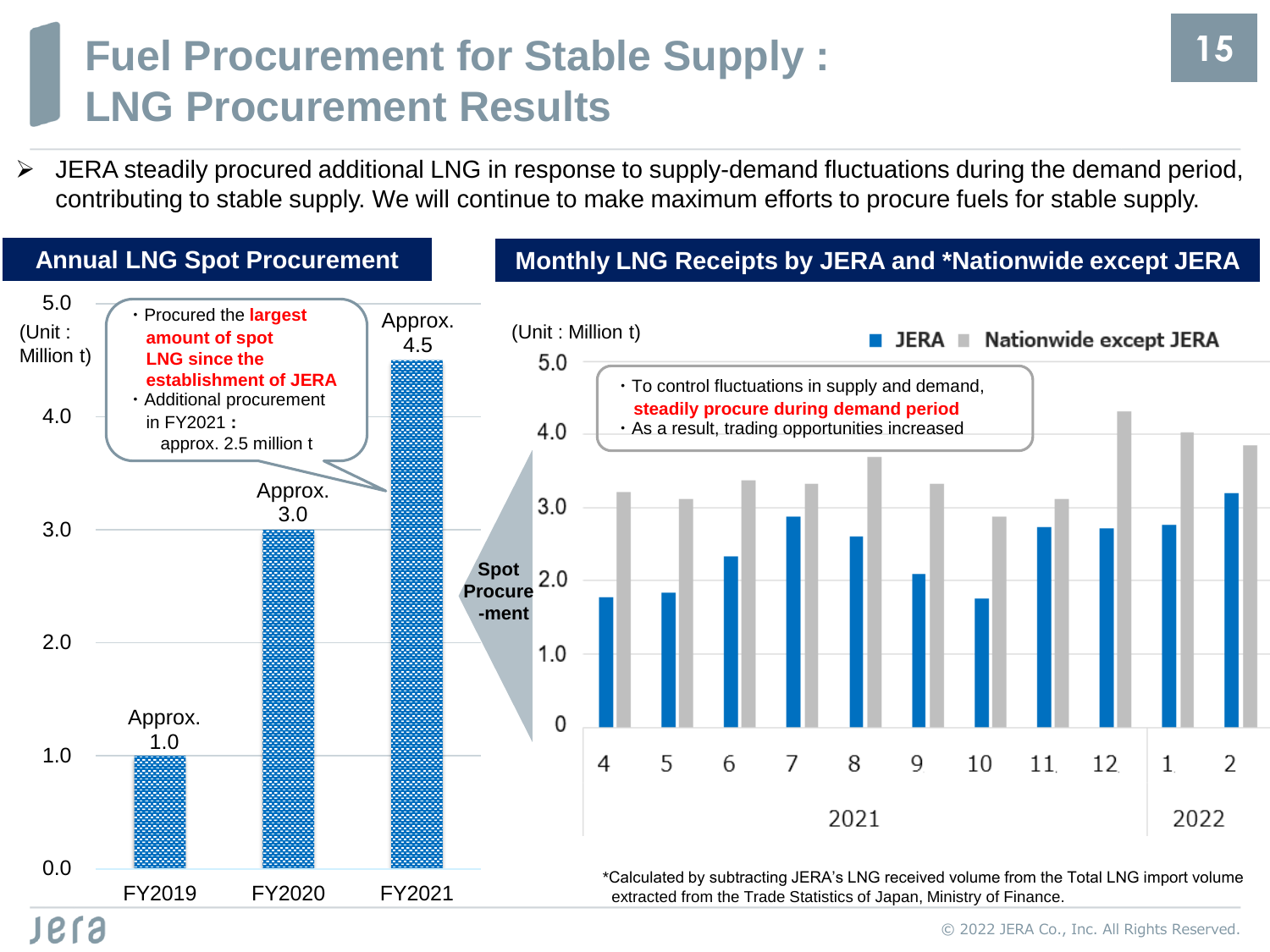# Fuel Procurement for Stable Supply : LNG Procurement Results

➢ JERA steadily procured additional LNG in response to supply-demand fluctuations during the demand period, contributing to stable supply. We will continue to make maximum efforts to procure fuels for stable supply.

## Annual LNG Spot Procurement

(Unit : Million t)

| | FY2019 | FY2020 | FY2021 |
|---|---|---|---|
| Spot Procurement | Approx. 1.0 | Approx. 3.0 | Approx. 4.5 |

・Procured the **largest amount of spot LNG since the establishment of JERA**
・Additional procurement in FY2021 : approx. 2.5 million t

Spot Procure-ment

## Monthly LNG Receipts by JERA and *Nationwide except JERA

(Unit : Million t)

Legend: JERA / Nationwide except JERA

・To control fluctuations in supply and demand, **steadily procure during demand period**
・As a result, trading opportunities increased

Months: 4, 5, 6, 7, 8, 9, 10, 11, 12 (2021); 1, 2 (2022)

*Calculated by subtracting JERA's LNG received volume from the Total LNG import volume extracted from the Trade Statistics of Japan, Ministry of Finance.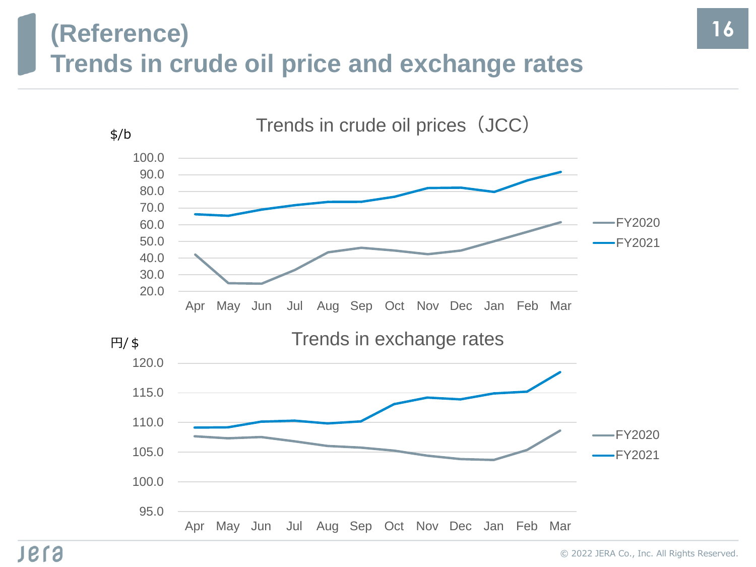# (Reference) Trends in crude oil price and exchange rates

Trends in crude oil prices（JCC）

$/b

100.0
90.0
80.0
70.0
60.0
50.0
40.0
30.0
20.0

Apr May Jun Jul Aug Sep Oct Nov Dec Jan Feb Mar

FY2020
FY2021

Trends in exchange rates

円/＄

120.0
115.0
110.0
105.0
100.0
95.0

Apr May Jun Jul Aug Sep Oct Nov Dec Jan Feb Mar

FY2020
FY2021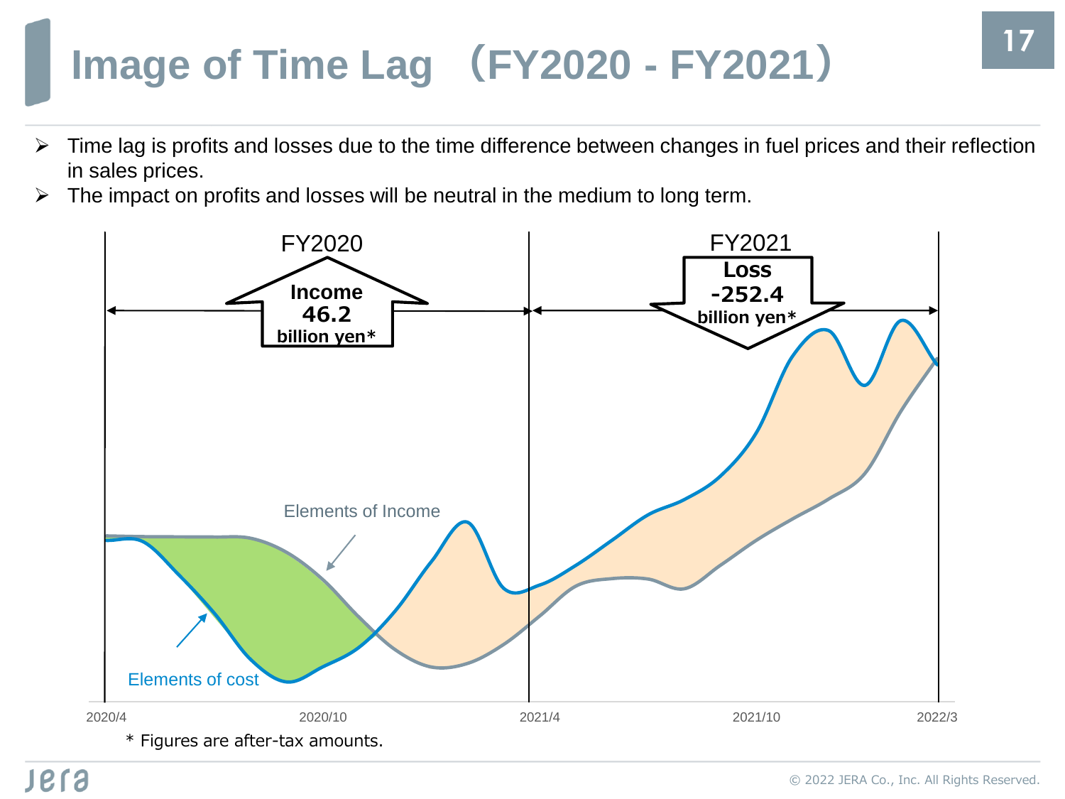# Image of Time Lag （FY2020 - FY2021）

- Time lag is profits and losses due to the time difference between changes in fuel prices and their reflection in sales prices.
- The impact on profits and losses will be neutral in the medium to long term.

FY2020

Income 46.2 billion yen*

FY2021

Loss -252.4 billion yen*

Elements of Income

Elements of cost

2020/4 2020/10 2021/4 2021/10 2022/3

\* Figures are after-tax amounts.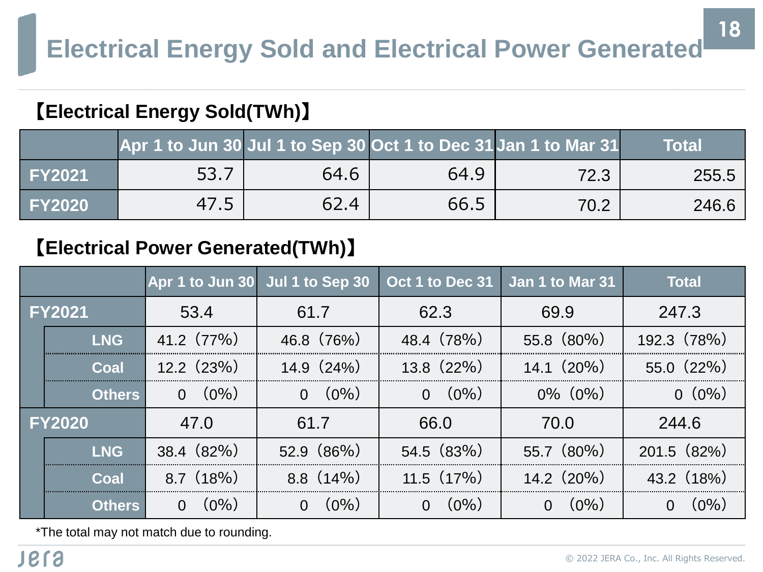# Electrical Energy Sold and Electrical Power Generated

## 【Electrical Energy Sold(TWh)】

| | Apr 1 to Jun 30 | Jul 1 to Sep 30 | Oct 1 to Dec 31 | Jan 1 to Mar 31 | Total |
|---|---|---|---|---|---|
| FY2021 | 53.7 | 64.6 | 64.9 | 72.3 | 255.5 |
| FY2020 | 47.5 | 62.4 | 66.5 | 70.2 | 246.6 |

## 【Electrical Power Generated(TWh)】

| | | Apr 1 to Jun 30 | Jul 1 to Sep 30 | Oct 1 to Dec 31 | Jan 1 to Mar 31 | Total |
|---|---|---|---|---|---|---|
| FY2021 | | 53.4 | 61.7 | 62.3 | 69.9 | 247.3 |
| | LNG | 41.2（77%） | 46.8（76%） | 48.4（78%） | 55.8（80%） | 192.3（78%） |
| | Coal | 12.2（23%） | 14.9（24%） | 13.8（22%） | 14.1（20%） | 55.0（22%） |
| | Others | 0 （0%） | 0 （0%） | 0 （0%） | 0%（0%） | 0（0%） |
| FY2020 | | 47.0 | 61.7 | 66.0 | 70.0 | 244.6 |
| | LNG | 38.4（82%） | 52.9（86%） | 54.5（83%） | 55.7（80%） | 201.5（82%） |
| | Coal | 8.7（18%） | 8.8（14%） | 11.5（17%） | 14.2（20%） | 43.2（18%） |
| | Others | 0 （0%） | 0 （0%） | 0 （0%） | 0 （0%） | 0 （0%） |

*The total may not match due to rounding.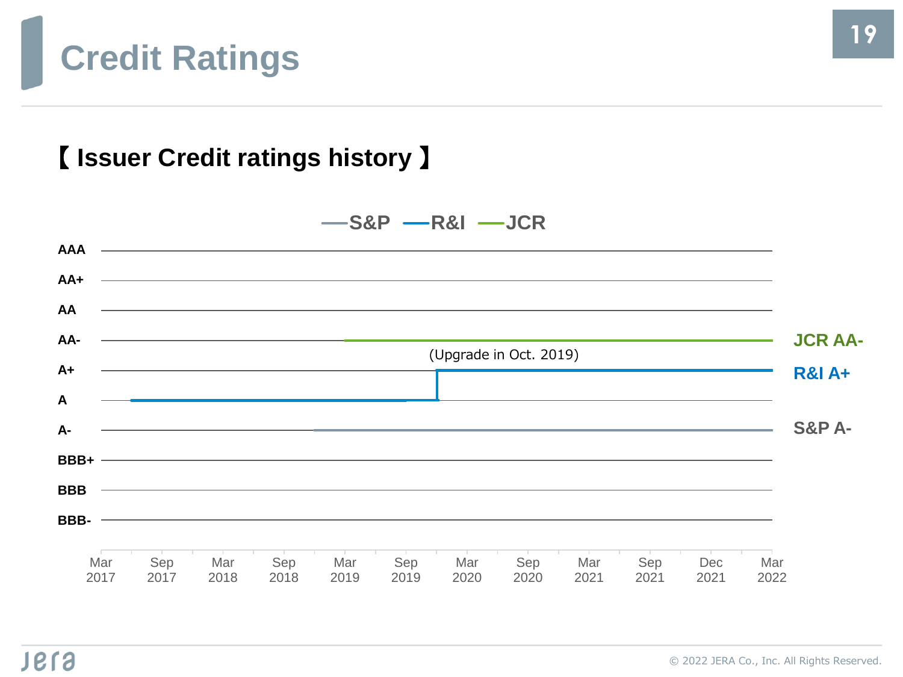# Credit Ratings

## 【 Issuer Credit ratings history 】

S&P R&I JCR

AAA
AA+
AA
AA-
A+
A
A-
BBB+
BBB
BBB-

(Upgrade in Oct. 2019)

JCR AA-
R&I A+
S&P A-

Mar 2017
Sep 2017
Mar 2018
Sep 2018
Mar 2019
Sep 2019
Mar 2020
Sep 2020
Mar 2021
Sep 2021
Dec 2021
Mar 2022